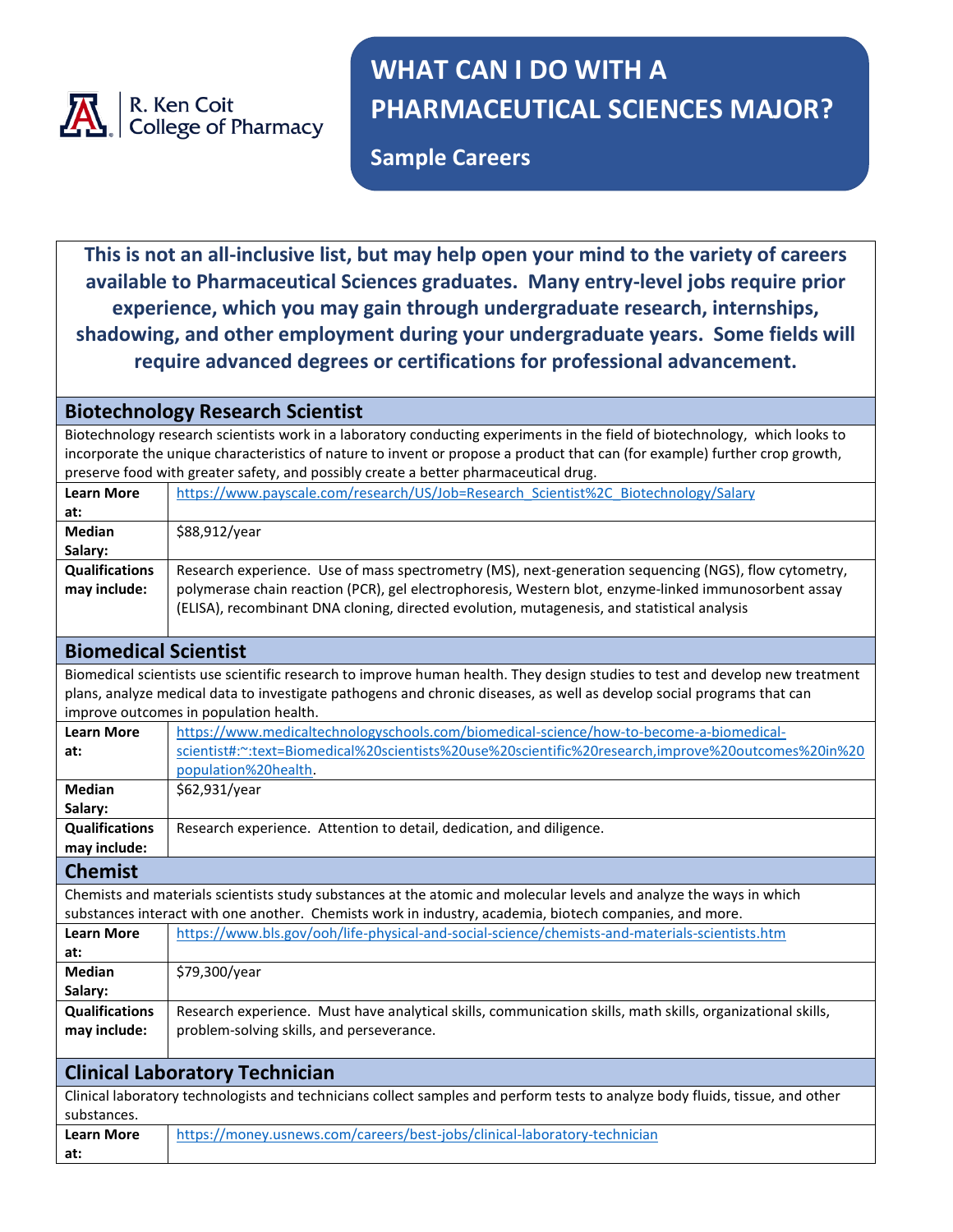R. Ken Coit College of Pharmacy

# WHAT CAN I DO WITH A PHARMACEUTICAL SCIENCES MAJOR?

## Sample Careers

**This is not an all-inclusive list, but may help open your mind to the variety of careers available to Pharmaceutical Sciences graduates. Many entry-level jobs require prior experience, which you may gain through undergraduate research, internships, shadowing, and other employment during your undergraduate years. Some fields will require advanced degrees or certifications for professional advancement.**

### Biotechnology Research Scientist

Biotechnology research scientists work in a laboratory conducting experiments in the field of biotechnology, which looks to incorporate the unique characteristics of nature to invent or propose a product that can (for example) further crop growth, preserve food with greater safety, and possibly create a better pharmaceutical drug.

| | |
|---|---|
| **Learn More at:** | https://www.payscale.com/research/US/Job=Research_Scientist%2C_Biotechnology/Salary |
| **Median Salary:** | $88,912/year |
| **Qualifications may include:** | Research experience. Use of mass spectrometry (MS), next-generation sequencing (NGS), flow cytometry, polymerase chain reaction (PCR), gel electrophoresis, Western blot, enzyme-linked immunosorbent assay (ELISA), recombinant DNA cloning, directed evolution, mutagenesis, and statistical analysis |

### Biomedical Scientist

Biomedical scientists use scientific research to improve human health. They design studies to test and develop new treatment plans, analyze medical data to investigate pathogens and chronic diseases, as well as develop social programs that can improve outcomes in population health.

| | |
|---|---|
| **Learn More at:** | https://www.medicaltechnologyschools.com/biomedical-science/how-to-become-a-biomedical-scientist#:~:text=Biomedical%20scientists%20use%20scientific%20research,improve%20outcomes%20in%20population%20health. |
| **Median Salary:** | $62,931/year |
| **Qualifications may include:** | Research experience. Attention to detail, dedication, and diligence. |

### Chemist

Chemists and materials scientists study substances at the atomic and molecular levels and analyze the ways in which substances interact with one another. Chemists work in industry, academia, biotech companies, and more.

| | |
|---|---|
| **Learn More at:** | https://www.bls.gov/ooh/life-physical-and-social-science/chemists-and-materials-scientists.htm |
| **Median Salary:** | $79,300/year |
| **Qualifications may include:** | Research experience. Must have analytical skills, communication skills, math skills, organizational skills, problem-solving skills, and perseverance. |

### Clinical Laboratory Technician

Clinical laboratory technologists and technicians collect samples and perform tests to analyze body fluids, tissue, and other substances.

| | |
|---|---|
| **Learn More at:** | https://money.usnews.com/careers/best-jobs/clinical-laboratory-technician |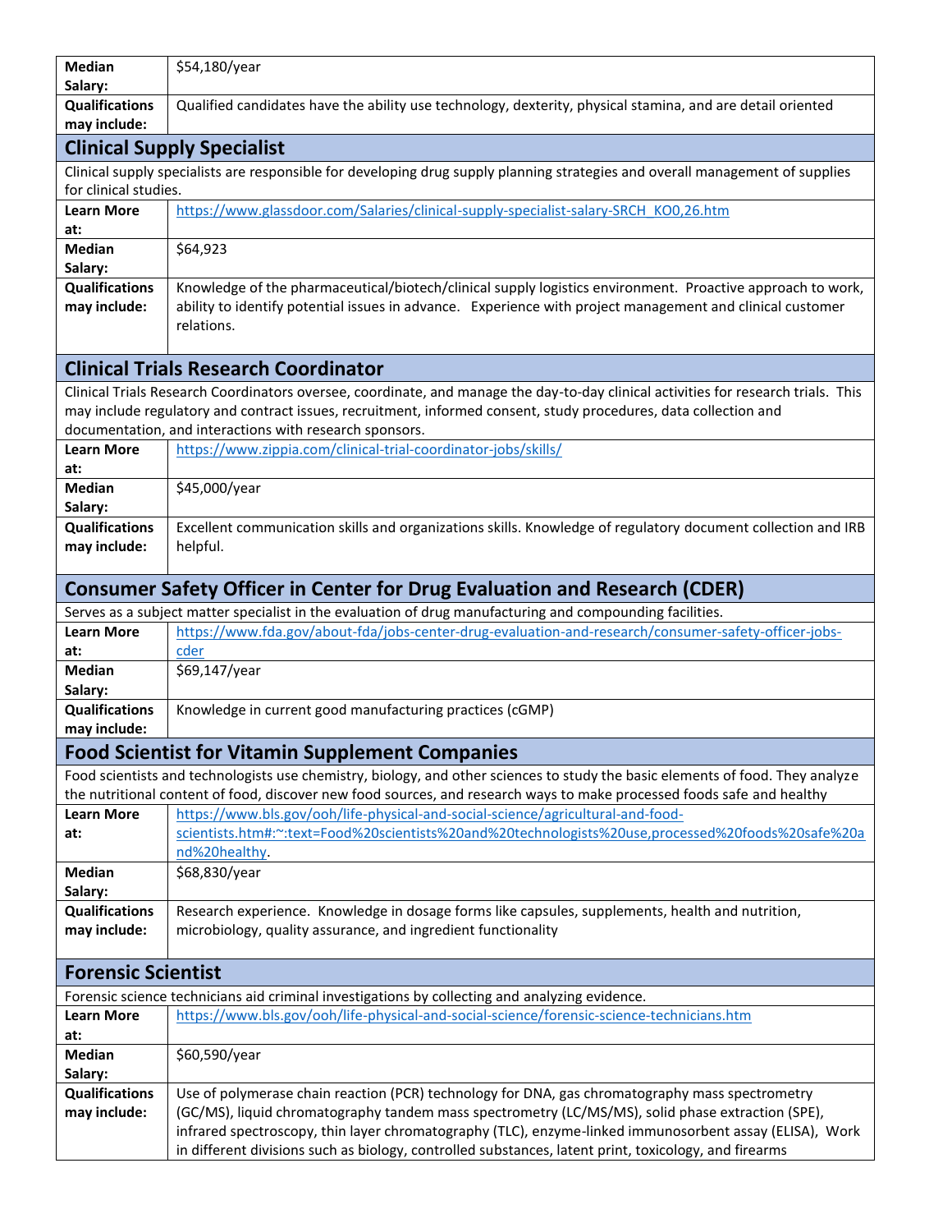| | |
|---|---|
| **Median Salary:** | $54,180/year |
| **Qualifications may include:** | Qualified candidates have the ability use technology, dexterity, physical stamina, and are detail oriented |

## Clinical Supply Specialist

Clinical supply specialists are responsible for developing drug supply planning strategies and overall management of supplies for clinical studies.

| | |
|---|---|
| **Learn More at:** | https://www.glassdoor.com/Salaries/clinical-supply-specialist-salary-SRCH_KO0,26.htm |
| **Median Salary:** | $64,923 |
| **Qualifications may include:** | Knowledge of the pharmaceutical/biotech/clinical supply logistics environment. Proactive approach to work, ability to identify potential issues in advance. Experience with project management and clinical customer relations. |

## Clinical Trials Research Coordinator

Clinical Trials Research Coordinators oversee, coordinate, and manage the day-to-day clinical activities for research trials. This may include regulatory and contract issues, recruitment, informed consent, study procedures, data collection and documentation, and interactions with research sponsors.

| | |
|---|---|
| **Learn More at:** | https://www.zippia.com/clinical-trial-coordinator-jobs/skills/ |
| **Median Salary:** | $45,000/year |
| **Qualifications may include:** | Excellent communication skills and organizations skills. Knowledge of regulatory document collection and IRB helpful. |

## Consumer Safety Officer in Center for Drug Evaluation and Research (CDER)

Serves as a subject matter specialist in the evaluation of drug manufacturing and compounding facilities.

| | |
|---|---|
| **Learn More at:** | https://www.fda.gov/about-fda/jobs-center-drug-evaluation-and-research/consumer-safety-officer-jobs-cder |
| **Median Salary:** | $69,147/year |
| **Qualifications may include:** | Knowledge in current good manufacturing practices (cGMP) |

## Food Scientist for Vitamin Supplement Companies

Food scientists and technologists use chemistry, biology, and other sciences to study the basic elements of food. They analyze the nutritional content of food, discover new food sources, and research ways to make processed foods safe and healthy

| | |
|---|---|
| **Learn More at:** | https://www.bls.gov/ooh/life-physical-and-social-science/agricultural-and-food-scientists.htm#:~:text=Food%20scientists%20and%20technologists%20use,processed%20foods%20safe%20and%20healthy. |
| **Median Salary:** | $68,830/year |
| **Qualifications may include:** | Research experience. Knowledge in dosage forms like capsules, supplements, health and nutrition, microbiology, quality assurance, and ingredient functionality |

## Forensic Scientist

Forensic science technicians aid criminal investigations by collecting and analyzing evidence.

| | |
|---|---|
| **Learn More at:** | https://www.bls.gov/ooh/life-physical-and-social-science/forensic-science-technicians.htm |
| **Median Salary:** | $60,590/year |
| **Qualifications may include:** | Use of polymerase chain reaction (PCR) technology for DNA, gas chromatography mass spectrometry (GC/MS), liquid chromatography tandem mass spectrometry (LC/MS/MS), solid phase extraction (SPE), infrared spectroscopy, thin layer chromatography (TLC), enzyme-linked immunosorbent assay (ELISA), Work in different divisions such as biology, controlled substances, latent print, toxicology, and firearms |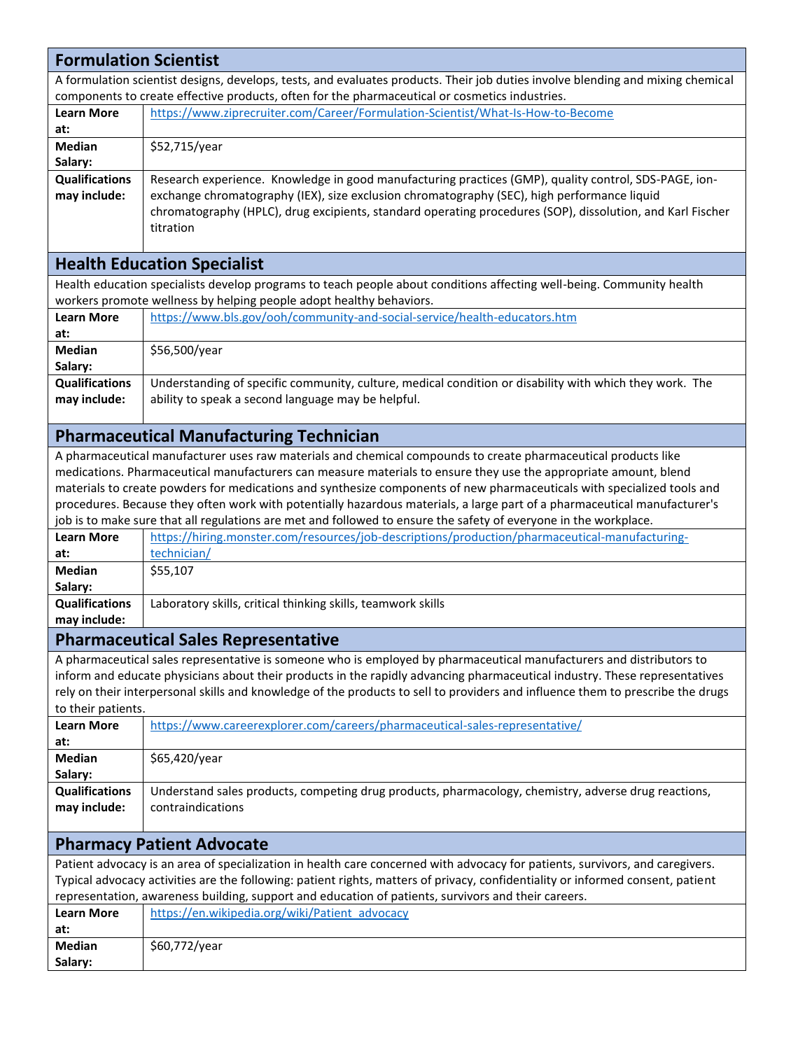## Formulation Scientist

A formulation scientist designs, develops, tests, and evaluates products. Their job duties involve blending and mixing chemical components to create effective products, often for the pharmaceutical or cosmetics industries.

| | |
|---|---|
| **Learn More at:** | https://www.ziprecruiter.com/Career/Formulation-Scientist/What-Is-How-to-Become |
| **Median Salary:** | $52,715/year |
| **Qualifications may include:** | Research experience. Knowledge in good manufacturing practices (GMP), quality control, SDS-PAGE, ion-exchange chromatography (IEX), size exclusion chromatography (SEC), high performance liquid chromatography (HPLC), drug excipients, standard operating procedures (SOP), dissolution, and Karl Fischer titration |

## Health Education Specialist

Health education specialists develop programs to teach people about conditions affecting well-being. Community health workers promote wellness by helping people adopt healthy behaviors.

| | |
|---|---|
| **Learn More at:** | https://www.bls.gov/ooh/community-and-social-service/health-educators.htm |
| **Median Salary:** | $56,500/year |
| **Qualifications may include:** | Understanding of specific community, culture, medical condition or disability with which they work. The ability to speak a second language may be helpful. |

## Pharmaceutical Manufacturing Technician

A pharmaceutical manufacturer uses raw materials and chemical compounds to create pharmaceutical products like medications. Pharmaceutical manufacturers can measure materials to ensure they use the appropriate amount, blend materials to create powders for medications and synthesize components of new pharmaceuticals with specialized tools and procedures. Because they often work with potentially hazardous materials, a large part of a pharmaceutical manufacturer's job is to make sure that all regulations are met and followed to ensure the safety of everyone in the workplace.

| | |
|---|---|
| **Learn More at:** | https://hiring.monster.com/resources/job-descriptions/production/pharmaceutical-manufacturing-technician/ |
| **Median Salary:** | $55,107 |
| **Qualifications may include:** | Laboratory skills, critical thinking skills, teamwork skills |

## Pharmaceutical Sales Representative

A pharmaceutical sales representative is someone who is employed by pharmaceutical manufacturers and distributors to inform and educate physicians about their products in the rapidly advancing pharmaceutical industry. These representatives rely on their interpersonal skills and knowledge of the products to sell to providers and influence them to prescribe the drugs to their patients.

| | |
|---|---|
| **Learn More at:** | https://www.careerexplorer.com/careers/pharmaceutical-sales-representative/ |
| **Median Salary:** | $65,420/year |
| **Qualifications may include:** | Understand sales products, competing drug products, pharmacology, chemistry, adverse drug reactions, contraindications |

## Pharmacy Patient Advocate

Patient advocacy is an area of specialization in health care concerned with advocacy for patients, survivors, and caregivers. Typical advocacy activities are the following: patient rights, matters of privacy, confidentiality or informed consent, patient representation, awareness building, support and education of patients, survivors and their careers.

| | |
|---|---|
| **Learn More at:** | https://en.wikipedia.org/wiki/Patient_advocacy |
| **Median Salary:** | $60,772/year |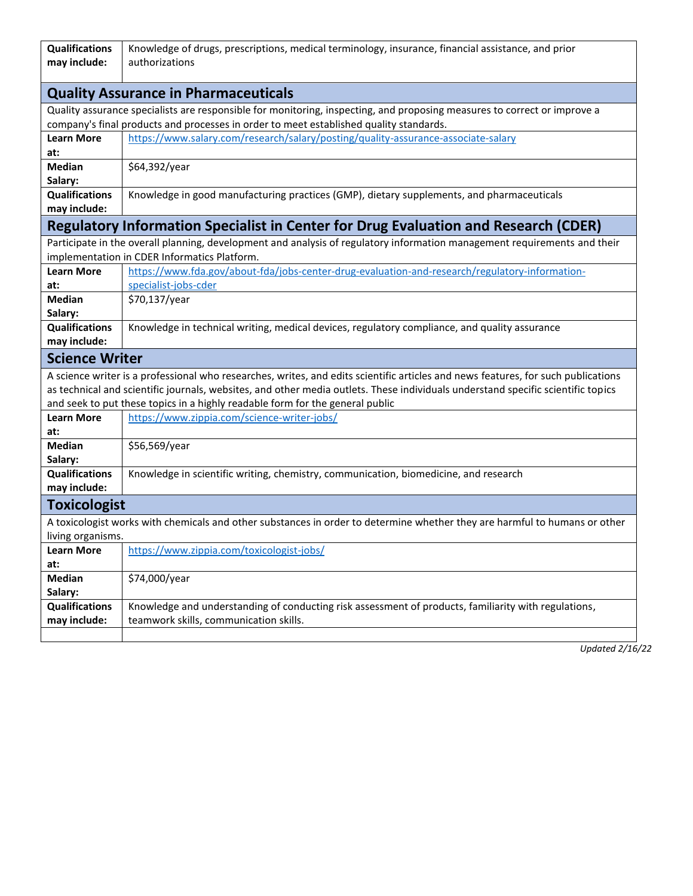| | |
|---|---|
| **Qualifications may include:** | Knowledge of drugs, prescriptions, medical terminology, insurance, financial assistance, and prior authorizations |

## Quality Assurance in Pharmaceuticals

Quality assurance specialists are responsible for monitoring, inspecting, and proposing measures to correct or improve a company's final products and processes in order to meet established quality standards.

| | |
|---|---|
| **Learn More at:** | https://www.salary.com/research/salary/posting/quality-assurance-associate-salary |
| **Median Salary:** | $64,392/year |
| **Qualifications may include:** | Knowledge in good manufacturing practices (GMP), dietary supplements, and pharmaceuticals |

## Regulatory Information Specialist in Center for Drug Evaluation and Research (CDER)

Participate in the overall planning, development and analysis of regulatory information management requirements and their implementation in CDER Informatics Platform.

| | |
|---|---|
| **Learn More at:** | https://www.fda.gov/about-fda/jobs-center-drug-evaluation-and-research/regulatory-information-specialist-jobs-cder |
| **Median Salary:** | $70,137/year |
| **Qualifications may include:** | Knowledge in technical writing, medical devices, regulatory compliance, and quality assurance |

## Science Writer

A science writer is a professional who researches, writes, and edits scientific articles and news features, for such publications as technical and scientific journals, websites, and other media outlets. These individuals understand specific scientific topics and seek to put these topics in a highly readable form for the general public

| | |
|---|---|
| **Learn More at:** | https://www.zippia.com/science-writer-jobs/ |
| **Median Salary:** | $56,569/year |
| **Qualifications may include:** | Knowledge in scientific writing, chemistry, communication, biomedicine, and research |

## Toxicologist

A toxicologist works with chemicals and other substances in order to determine whether they are harmful to humans or other living organisms.

| | |
|---|---|
| **Learn More at:** | https://www.zippia.com/toxicologist-jobs/ |
| **Median Salary:** | $74,000/year |
| **Qualifications may include:** | Knowledge and understanding of conducting risk assessment of products, familiarity with regulations, teamwork skills, communication skills. |

*Updated 2/16/22*